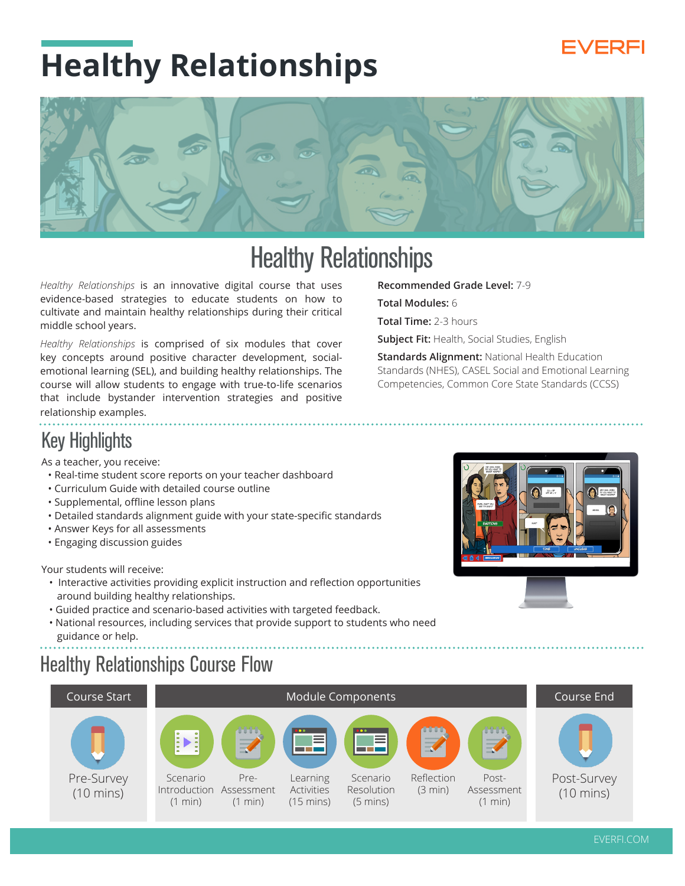# Healthy Relationships

EVERFI

## Healthy Relationships

*Healthy Relationships* is an innovative digital course that uses evidence-based strategies to educate students on how to cultivate and maintain healthy relationships during their critical middle school years.

*Healthy Relationships* is comprised of six modules that cover key concepts around positive character development, social-emotional learning (SEL), and building healthy relationships. The course will allow students to engage with true-to-life scenarios that include bystander intervention strategies and positive relationship examples.

**Recommended Grade Level:** 7-9

**Total Modules:** 6

**Total Time:** 2-3 hours

**Subject Fit:** Health, Social Studies, English

**Standards Alignment:** National Health Education Standards (NHES), CASEL Social and Emotional Learning Competencies, Common Core State Standards (CCSS)

## Key Highlights

As a teacher, you receive:

- Real-time student score reports on your teacher dashboard
- Curriculum Guide with detailed course outline
- Supplemental, offline lesson plans
- Detailed standards alignment guide with your state-specific standards
- Answer Keys for all assessments
- Engaging discussion guides

Your students will receive:

- Interactive activities providing explicit instruction and reflection opportunities around building healthy relationships.
- Guided practice and scenario-based activities with targeted feedback.
- National resources, including services that provide support to students who need guidance or help.

## Healthy Relationships Course Flow

| Course Start | Module Components | | | | | | Course End |
|---|---|---|---|---|---|---|---|
| Pre-Survey (10 mins) | Scenario Introduction (1 min) | Pre-Assessment (1 min) | Learning Activities (15 mins) | Scenario Resolution (5 mins) | Reflection (3 min) | Post-Assessment (1 min) | Post-Survey (10 mins) |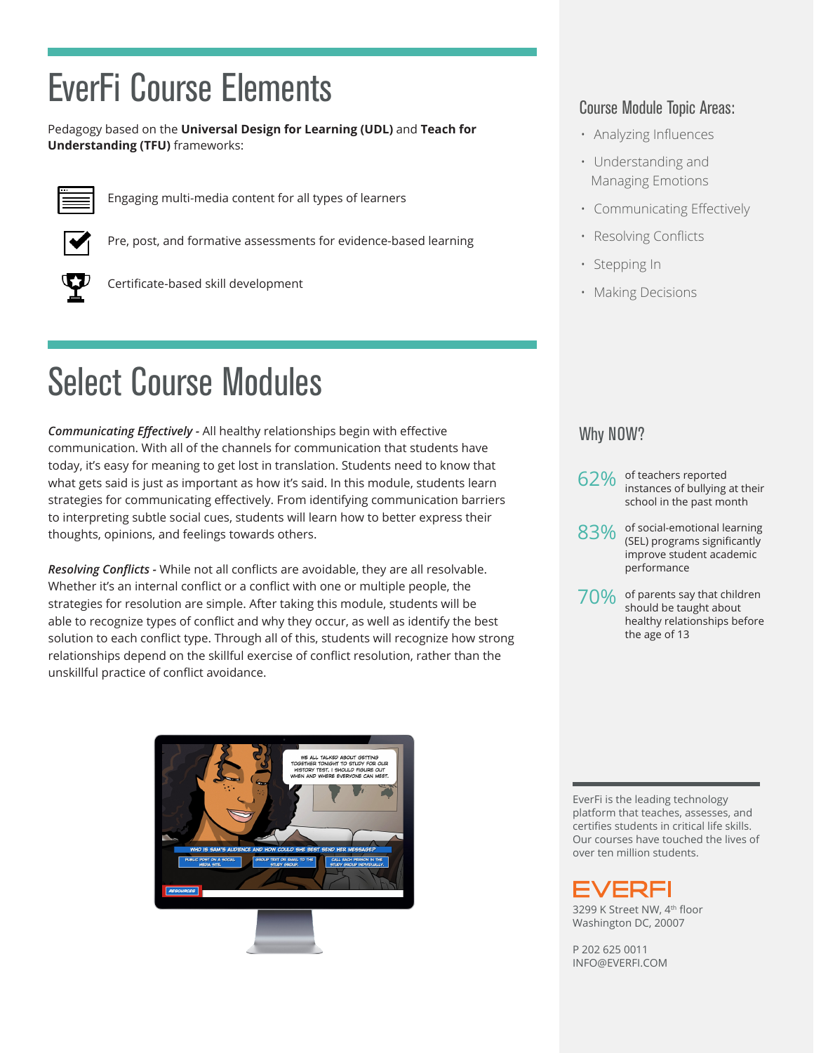# EverFi Course Elements

Pedagogy based on the **Universal Design for Learning (UDL)** and **Teach for Understanding (TFU)** frameworks:

- Engaging multi-media content for all types of learners
- Pre, post, and formative assessments for evidence-based learning
- Certificate-based skill development

# Select Course Modules

***Communicating Effectively*** **-** All healthy relationships begin with effective communication. With all of the channels for communication that students have today, it's easy for meaning to get lost in translation. Students need to know that what gets said is just as important as how it's said. In this module, students learn strategies for communicating effectively. From identifying communication barriers to interpreting subtle social cues, students will learn how to better express their thoughts, opinions, and feelings towards others.

***Resolving Conflicts*** **-** While not all conflicts are avoidable, they are all resolvable. Whether it's an internal conflict or a conflict with one or multiple people, the strategies for resolution are simple. After taking this module, students will be able to recognize types of conflict and why they occur, as well as identify the best solution to each conflict type. Through all of this, students will recognize how strong relationships depend on the skillful exercise of conflict resolution, rather than the unskillful practice of conflict avoidance.

## Course Module Topic Areas:

- Analyzing Influences
- Understanding and Managing Emotions
- Communicating Effectively
- Resolving Conflicts
- Stepping In
- Making Decisions

## Why NOW?

**62%** of teachers reported instances of bullying at their school in the past month

**83%** of social-emotional learning (SEL) programs significantly improve student academic performance

**70%** of parents say that children should be taught about healthy relationships before the age of 13

EverFi is the leading technology platform that teaches, assesses, and certifies students in critical life skills. Our courses have touched the lives of over ten million students.

EVERFI
3299 K Street NW, 4th floor
Washington DC, 20007

P 202 625 0011
INFO@EVERFI.COM